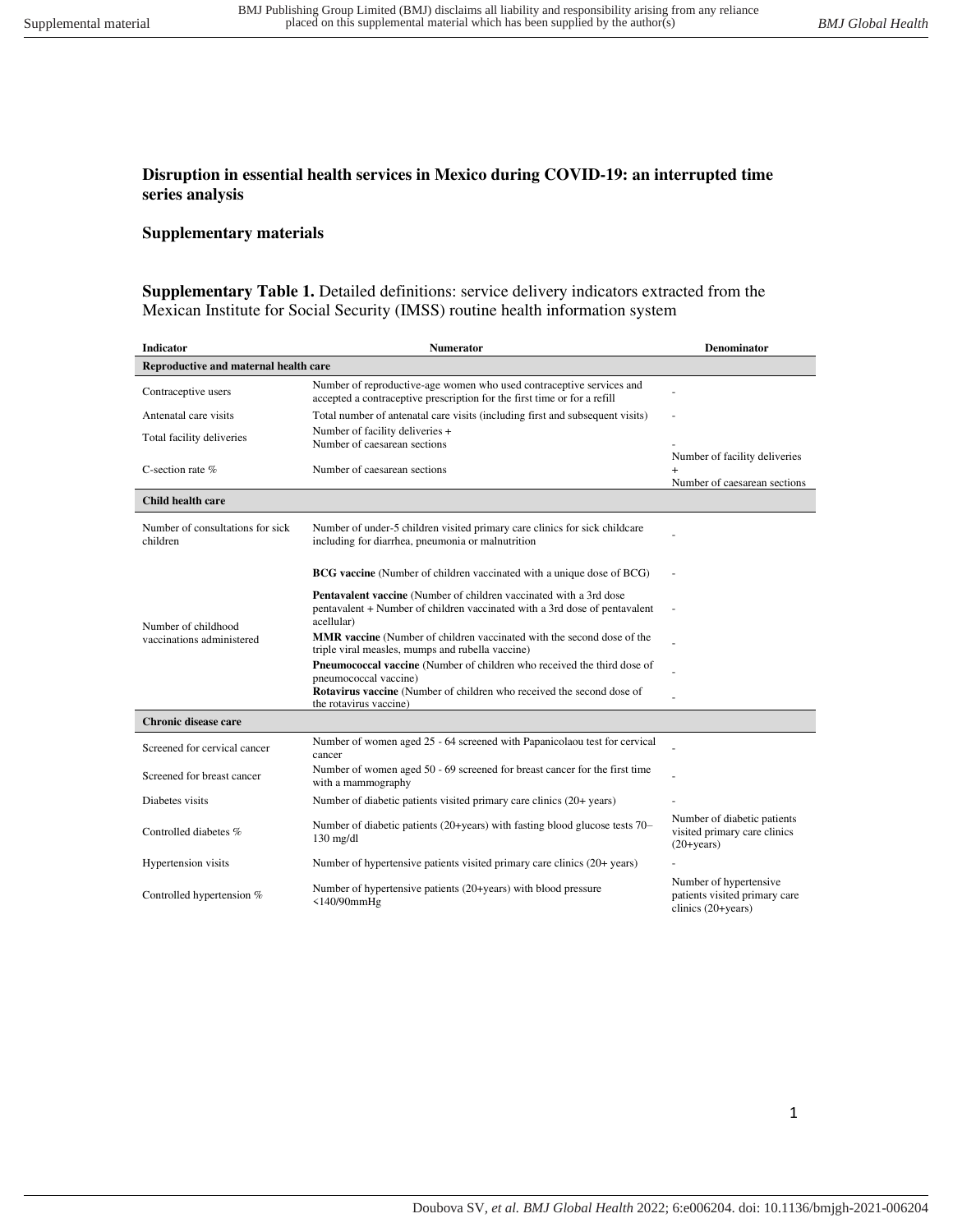**Disruption in essential health services in Mexico during COVID-19: an interrupted time series analysis**

**Supplementary materials**

**Supplementary Table 1.** Detailed definitions: service delivery indicators extracted from the Mexican Institute for Social Security (IMSS) routine health information system

| Indicator | Numerator | Denominator |
|---|---|---|
| **Reproductive and maternal health care** | | |
| Contraceptive users | Number of reproductive-age women who used contraceptive services and accepted a contraceptive prescription for the first time or for a refill | - |
| Antenatal care visits | Total number of antenatal care visits (including first and subsequent visits) | - |
| Total facility deliveries | Number of facility deliveries + Number of caesarean sections | - |
| C-section rate % | Number of caesarean sections | Number of facility deliveries + Number of caesarean sections |
| **Child health care** | | |
| Number of consultations for sick children | Number of under-5 children visited primary care clinics for sick childcare including for diarrhea, pneumonia or malnutrition | - |
| Number of childhood vaccinations administered | **BCG vaccine** (Number of children vaccinated with a unique dose of BCG) | - |
| | **Pentavalent vaccine** (Number of children vaccinated with a 3rd dose pentavalent + Number of children vaccinated with a 3rd dose of pentavalent acellular) | - |
| | **MMR vaccine** (Number of children vaccinated with the second dose of the triple viral measles, mumps and rubella vaccine) | - |
| | **Pneumococcal vaccine** (Number of children who received the third dose of pneumococcal vaccine) | - |
| | **Rotavirus vaccine** (Number of children who received the second dose of the rotavirus vaccine) | - |
| **Chronic disease care** | | |
| Screened for cervical cancer | Number of women aged 25 - 64 screened with Papanicolaou test for cervical cancer | - |
| Screened for breast cancer | Number of women aged 50 - 69 screened for breast cancer for the first time with a mammography | - |
| Diabetes visits | Number of diabetic patients visited primary care clinics (20+ years) | - |
| Controlled diabetes % | Number of diabetic patients (20+years) with fasting blood glucose tests 70–130 mg/dl | Number of diabetic patients visited primary care clinics (20+years) |
| Hypertension visits | Number of hypertensive patients visited primary care clinics (20+ years) | - |
| Controlled hypertension % | Number of hypertensive patients (20+years) with blood pressure <140/90mmHg | Number of hypertensive patients visited primary care clinics (20+years) |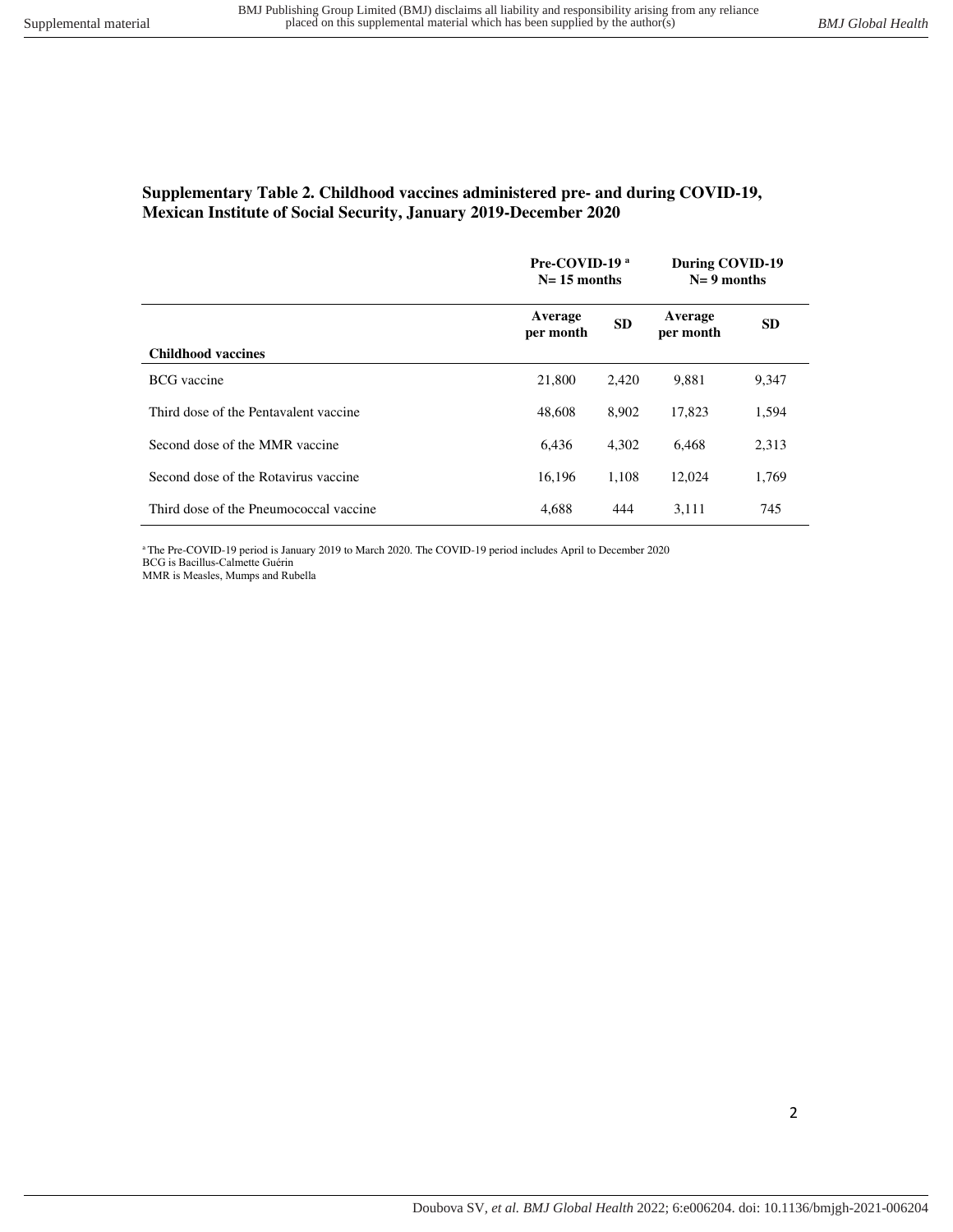**Supplementary Table 2. Childhood vaccines administered pre- and during COVID-19, Mexican Institute of Social Security, January 2019-December 2020**

| | Pre-COVID-19 [a] N= 15 months | | During COVID-19 N= 9 months | |
|---|---|---|---|---|
| **Childhood vaccines** | **Average per month** | **SD** | **Average per month** | **SD** |
| BCG vaccine | 21,800 | 2,420 | 9,881 | 9,347 |
| Third dose of the Pentavalent vaccine | 48,608 | 8,902 | 17,823 | 1,594 |
| Second dose of the MMR vaccine | 6,436 | 4,302 | 6,468 | 2,313 |
| Second dose of the Rotavirus vaccine | 16,196 | 1,108 | 12,024 | 1,769 |
| Third dose of the Pneumococcal vaccine | 4,688 | 444 | 3,111 | 745 |

[a] The Pre-COVID-19 period is January 2019 to March 2020. The COVID-19 period includes April to December 2020
BCG is Bacillus-Calmette Guérin
MMR is Measles, Mumps and Rubella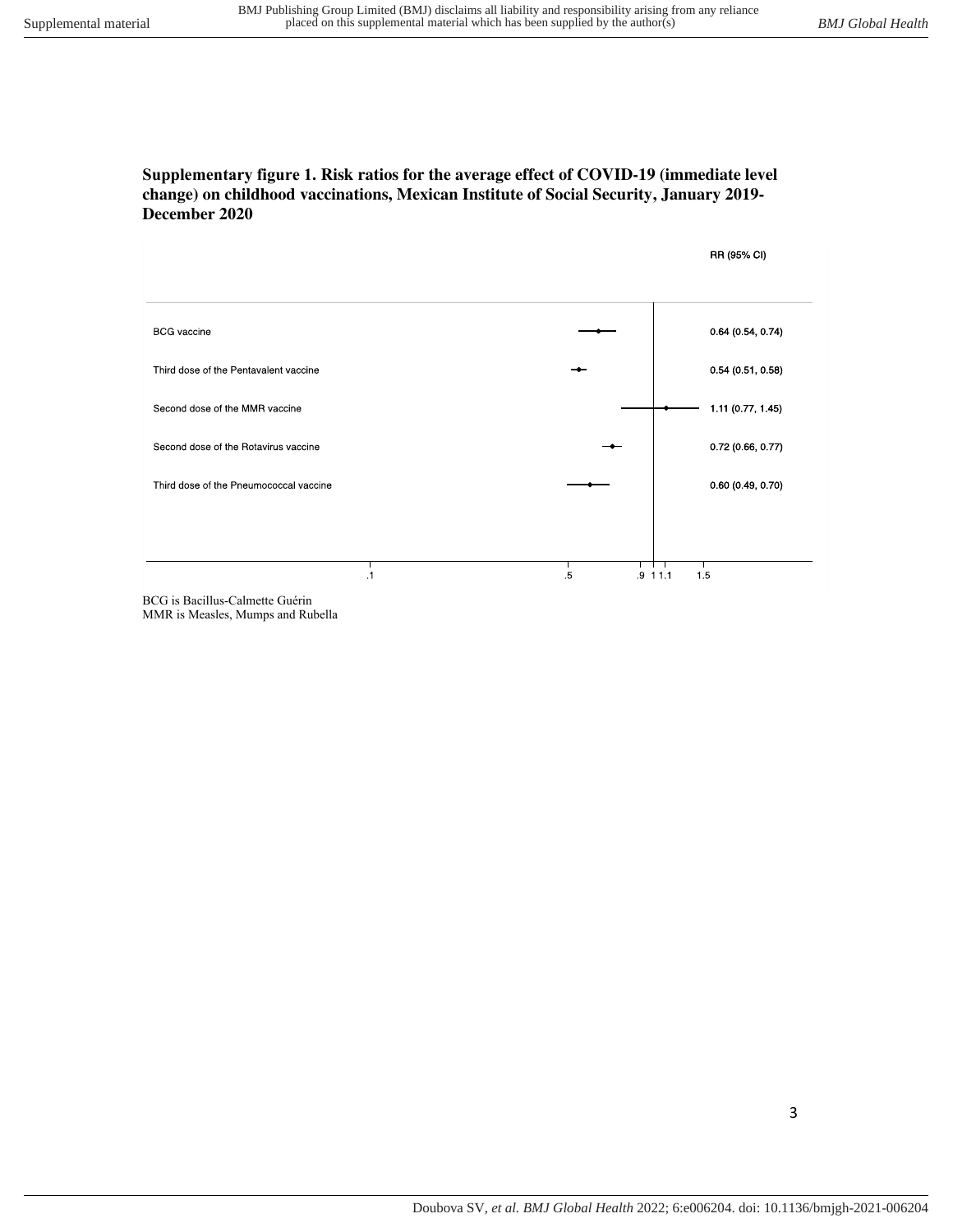**Supplementary figure 1. Risk ratios for the average effect of COVID-19 (immediate level change) on childhood vaccinations, Mexican Institute of Social Security, January 2019-December 2020**

RR (95% CI)

BCG vaccine 0.64 (0.54, 0.74)

Third dose of the Pentavalent vaccine 0.54 (0.51, 0.58)

Second dose of the MMR vaccine 1.11 (0.77, 1.45)

Second dose of the Rotavirus vaccine 0.72 (0.66, 0.77)

Third dose of the Pneumococcal vaccine 0.60 (0.49, 0.70)

.1 .5 .9 1 1.1 1.5

BCG is Bacillus-Calmette Guérin
MMR is Measles, Mumps and Rubella